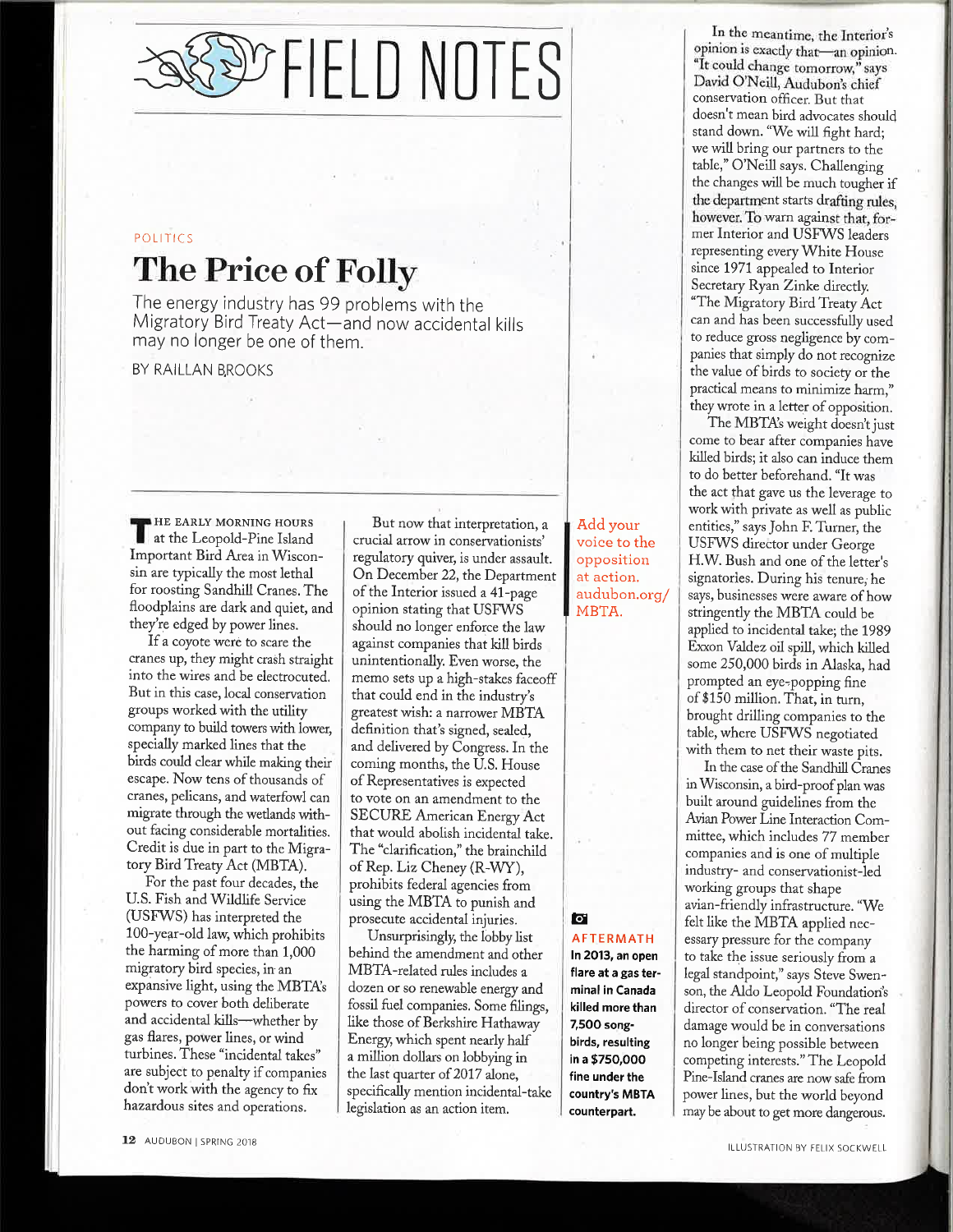# FIELD NOTES

POLITICS

## The Price of Folly

The energy industry has 99 problems with the Migratory Bird Treaty Act—and now accidental kills may no longer be one of them.

BY RAILLAN BROOKS

**THE EARLY MORNING HOURS** at the Leopold-Pine Island Important Bird Area in Wisconsin are typically the most lethal for roosting Sandhill Cranes. The floodplains are dark and quiet, and they're edged by power lines.

If a coyote were to scare the cranes up, they might crash straight into the wires and be electrocuted. But in this case, local conservation groups worked with the utility company to build towers with lower, specially marked lines that the birds could clear while making their escape. Now tens of thousands of cranes, pelicans, and waterfowl can migrate through the wetlands without facing considerable mortalities. Credit is due in part to the Migratory Bird Treaty Act (MBTA).

For the past four decades, the U.S. Fish and Wildlife Service (USFWS) has interpreted the 100-year-old law, which prohibits the harming of more than 1,000 migratory bird species, in an expansive light, using the MBTA's powers to cover both deliberate and accidental kills—whether by gas flares, power lines, or wind turbines. These "incidental takes" are subject to penalty if companies don't work with the agency to fix hazardous sites and operations.

But now that interpretation, a crucial arrow in conservationists' regulatory quiver, is under assault. On December 22, the Department of the Interior issued a 41-page opinion stating that USFWS should no longer enforce the law against companies that kill birds unintentionally. Even worse, the memo sets up a high-stakes faceoff that could end in the industry's greatest wish: a narrower MBTA definition that's signed, sealed, and delivered by Congress. In the coming months, the U.S. House of Representatives is expected to vote on an amendment to the SECURE American Energy Act that would abolish incidental take. The "clarification," the brainchild of Rep. Liz Cheney (R-WY), prohibits federal agencies from using the MBTA to punish and prosecute accidental injuries.

Unsurprisingly, the lobby list behind the amendment and other MBTA-related rules includes a dozen or so renewable energy and fossil fuel companies. Some filings, like those of Berkshire Hathaway Energy, which spent nearly half a million dollars on lobbying in the last quarter of 2017 alone, specifically mention incidental-take legislation as an action item.

Add your voice to the opposition at action.audubon.org/MBTA.

**AFTERMATH**

**In 2013, an open flare at a gas terminal in Canada killed more than 7,500 songbirds, resulting in a $750,000 fine under the country's MBTA counterpart.**

In the meantime, the Interior's opinion is exactly that—an opinion. "It could change tomorrow," says David O'Neill, Audubon's chief conservation officer. But that doesn't mean bird advocates should stand down. "We will fight hard; we will bring our partners to the table," O'Neill says. Challenging the changes will be much tougher if the department starts drafting rules, however. To warn against that, former Interior and USFWS leaders representing every White House since 1971 appealed to Interior Secretary Ryan Zinke directly. "The Migratory Bird Treaty Act can and has been successfully used to reduce gross negligence by companies that simply do not recognize the value of birds to society or the practical means to minimize harm," they wrote in a letter of opposition.

The MBTA's weight doesn't just come to bear after companies have killed birds; it also can induce them to do better beforehand. "It was the act that gave us the leverage to work with private as well as public entities," says John F. Turner, the USFWS director under George H.W. Bush and one of the letter's signatories. During his tenure, he says, businesses were aware of how stringently the MBTA could be applied to incidental take; the 1989 Exxon Valdez oil spill, which killed some 250,000 birds in Alaska, had prompted an eye-popping fine of $150 million. That, in turn, brought drilling companies to the table, where USFWS negotiated with them to net their waste pits.

In the case of the Sandhill Cranes in Wisconsin, a bird-proof plan was built around guidelines from the Avian Power Line Interaction Committee, which includes 77 member companies and is one of multiple industry- and conservationist-led working groups that shape avian-friendly infrastructure. "We felt like the MBTA applied necessary pressure for the company to take the issue seriously from a legal standpoint," says Steve Swenson, the Aldo Leopold Foundation's director of conservation. "The real damage would be in conversations no longer being possible between competing interests." The Leopold Pine-Island cranes are now safe from power lines, but the world beyond may be about to get more dangerous.

ILLUSTRATION BY FELIX SOCKWELL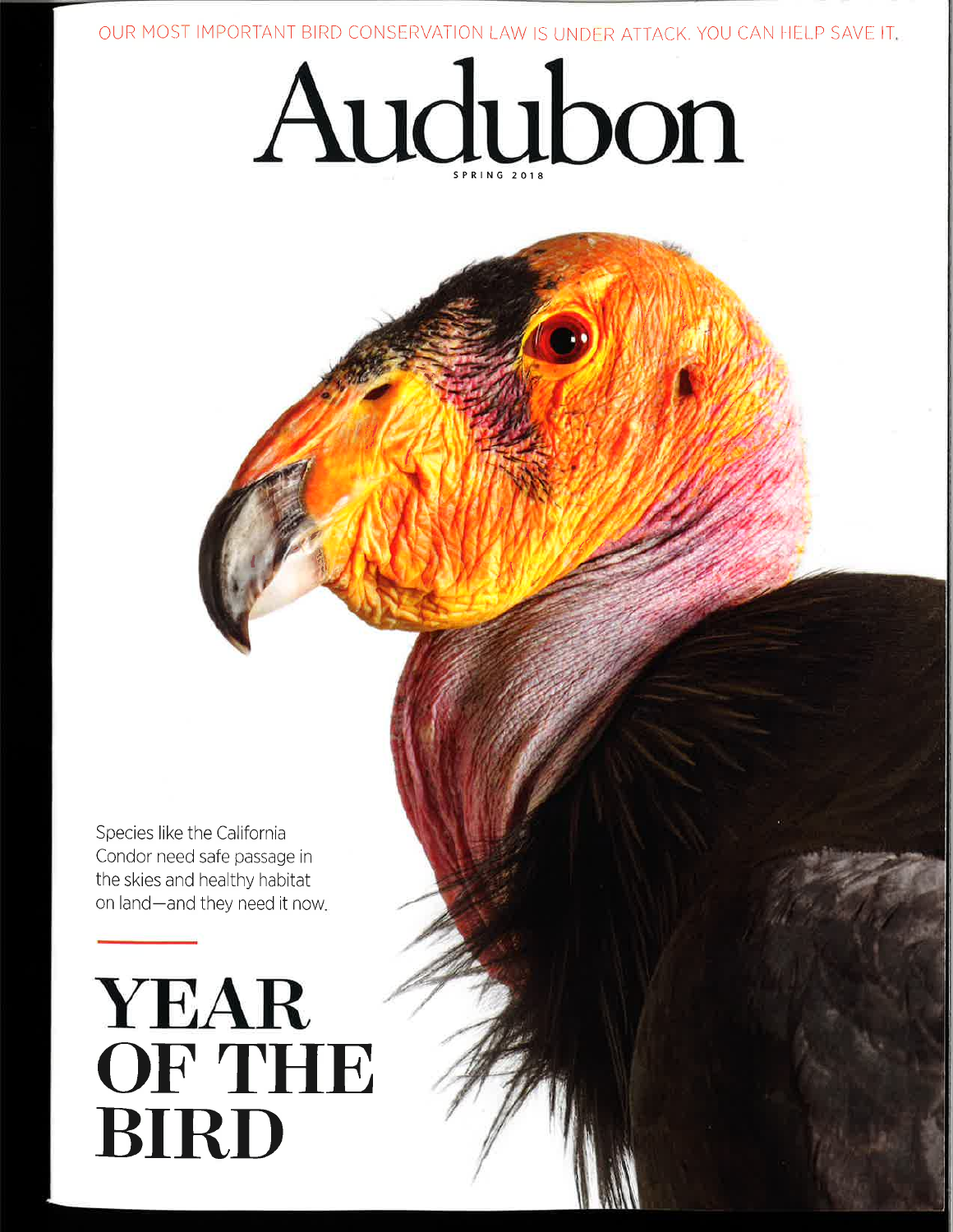OUR MOST IMPORTANT BIRD CONSERVATION LAW IS UNDER ATTACK. YOU CAN HELP SAVE IT.

# Audubon

SPRING 2018

Species like the California Condor need safe passage in the skies and healthy habitat on land—and they need it now.

# YEAR OF THE BIRD